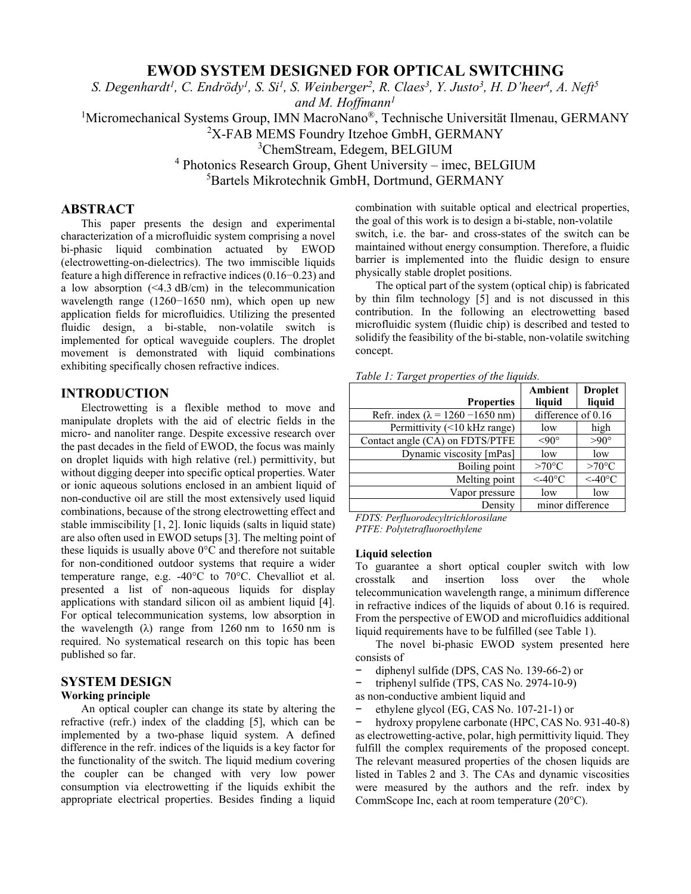# EWOD SYSTEM DESIGNED FOR OPTICAL SWITCHING

*S. Degenhardt[1], C. Endrödy[1], S. Si[1], S. Weinberger[2], R. Claes[3], Y. Justo[3], H. D'heer[4], A. Neft[5] and M. Hoffmann[1]*

[1]Micromechanical Systems Group, IMN MacroNano®, Technische Universität Ilmenau, GERMANY
[2]X-FAB MEMS Foundry Itzehoe GmbH, GERMANY
[3]ChemStream, Edegem, BELGIUM
[4] Photonics Research Group, Ghent University – imec, BELGIUM
[5]Bartels Mikrotechnik GmbH, Dortmund, GERMANY

## ABSTRACT

This paper presents the design and experimental characterization of a microfluidic system comprising a novel bi-phasic liquid combination actuated by EWOD (electrowetting-on-dielectrics). The two immiscible liquids feature a high difference in refractive indices (0.16−0.23) and a low absorption (<4.3 dB/cm) in the telecommunication wavelength range (1260−1650 nm), which open up new application fields for microfluidics. Utilizing the presented fluidic design, a bi-stable, non-volatile switch is implemented for optical waveguide couplers. The droplet movement is demonstrated with liquid combinations exhibiting specifically chosen refractive indices.

## INTRODUCTION

Electrowetting is a flexible method to move and manipulate droplets with the aid of electric fields in the micro- and nanoliter range. Despite excessive research over the past decades in the field of EWOD, the focus was mainly on droplet liquids with high relative (rel.) permittivity, but without digging deeper into specific optical properties. Water or ionic aqueous solutions enclosed in an ambient liquid of non-conductive oil are still the most extensively used liquid combinations, because of the strong electrowetting effect and stable immiscibility [1, 2]. Ionic liquids (salts in liquid state) are also often used in EWOD setups [3]. The melting point of these liquids is usually above 0°C and therefore not suitable for non-conditioned outdoor systems that require a wider temperature range, e.g. -40°C to 70°C. Chevalliot et al. presented a list of non-aqueous liquids for display applications with standard silicon oil as ambient liquid [4]. For optical telecommunication systems, low absorption in the wavelength (λ) range from 1260 nm to 1650 nm is required. No systematical research on this topic has been published so far.

## SYSTEM DESIGN

### Working principle

An optical coupler can change its state by altering the refractive (refr.) index of the cladding [5], which can be implemented by a two-phase liquid system. A defined difference in the refr. indices of the liquids is a key factor for the functionality of the switch. The liquid medium covering the coupler can be changed with very low power consumption via electrowetting if the liquids exhibit the appropriate electrical properties. Besides finding a liquid combination with suitable optical and electrical properties, the goal of this work is to design a bi-stable, non-volatile switch, i.e. the bar- and cross-states of the switch can be maintained without energy consumption. Therefore, a fluidic barrier is implemented into the fluidic design to ensure physically stable droplet positions.

The optical part of the system (optical chip) is fabricated by thin film technology [5] and is not discussed in this contribution. In the following an electrowetting based microfluidic system (fluidic chip) is described and tested to solidify the feasibility of the bi-stable, non-volatile switching concept.

*Table 1: Target properties of the liquids.*

| Properties | Ambient liquid | Droplet liquid |
|---:|---|---|
| Refr. index (λ = 1260 −1650 nm) | difference of 0.16 | |
| Permittivity (<10 kHz range) | low | high |
| Contact angle (CA) on FDTS/PTFE | <90° | >90° |
| Dynamic viscosity [mPas] | low | low |
| Boiling point | >70°C | >70°C |
| Melting point | <-40°C | <-40°C |
| Vapor pressure | low | low |
| Density | minor difference | |

*FDTS: Perfluorodecyltrichlorosilane*
*PTFE: Polytetrafluoroethylene*

### Liquid selection

To guarantee a short optical coupler switch with low crosstalk and insertion loss over the whole telecommunication wavelength range, a minimum difference in refractive indices of the liquids of about 0.16 is required. From the perspective of EWOD and microfluidics additional liquid requirements have to be fulfilled (see Table 1).

The novel bi-phasic EWOD system presented here consists of

- diphenyl sulfide (DPS, CAS No. 139-66-2) or
- triphenyl sulfide (TPS, CAS No. 2974-10-9)

as non-conductive ambient liquid and

- ethylene glycol (EG, CAS No. 107-21-1) or
- hydroxy propylene carbonate (HPC, CAS No. 931-40-8)

as electrowetting-active, polar, high permittivity liquid. They fulfill the complex requirements of the proposed concept. The relevant measured properties of the chosen liquids are listed in Tables 2 and 3. The CAs and dynamic viscosities were measured by the authors and the refr. index by CommScope Inc, each at room temperature (20°C).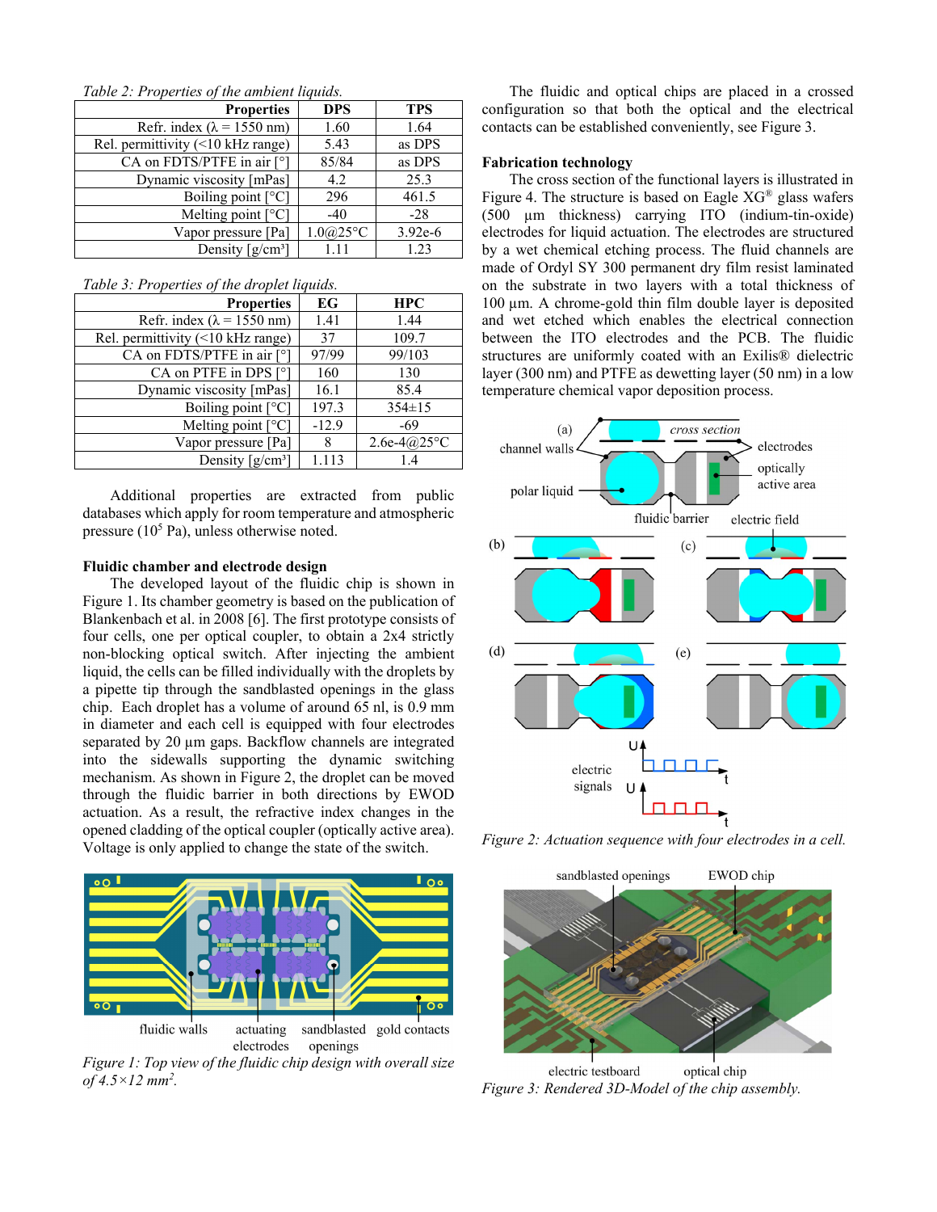Table 2: Properties of the ambient liquids.

| Properties | DPS | TPS |
|---|---|---|
| Refr. index (λ = 1550 nm) | 1.60 | 1.64 |
| Rel. permittivity (<10 kHz range) | 5.43 | as DPS |
| CA on FDTS/PTFE in air [°] | 85/84 | as DPS |
| Dynamic viscosity [mPas] | 4.2 | 25.3 |
| Boiling point [°C] | 296 | 461.5 |
| Melting point [°C] | -40 | -28 |
| Vapor pressure [Pa] | 1.0@25°C | 3.92e-6 |
| Density [g/cm³] | 1.11 | 1.23 |

Table 3: Properties of the droplet liquids.

| Properties | EG | HPC |
|---|---|---|
| Refr. index (λ = 1550 nm) | 1.41 | 1.44 |
| Rel. permittivity (<10 kHz range) | 37 | 109.7 |
| CA on FDTS/PTFE in air [°] | 97/99 | 99/103 |
| CA on PTFE in DPS [°] | 160 | 130 |
| Dynamic viscosity [mPas] | 16.1 | 85.4 |
| Boiling point [°C] | 197.3 | 354±15 |
| Melting point [°C] | -12.9 | -69 |
| Vapor pressure [Pa] | 8 | 2.6e-4@25°C |
| Density [g/cm³] | 1.113 | 1.4 |

Additional properties are extracted from public databases which apply for room temperature and atmospheric pressure ($10^5$ Pa), unless otherwise noted.

### Fluidic chamber and electrode design

The developed layout of the fluidic chip is shown in Figure 1. Its chamber geometry is based on the publication of Blankenbach et al. in 2008 [6]. The first prototype consists of four cells, one per optical coupler, to obtain a 2x4 strictly non-blocking optical switch. After injecting the ambient liquid, the cells can be filled individually with the droplets by a pipette tip through the sandblasted openings in the glass chip. Each droplet has a volume of around 65 nl, is 0.9 mm in diameter and each cell is equipped with four electrodes separated by 20 µm gaps. Backflow channels are integrated into the sidewalls supporting the dynamic switching mechanism. As shown in Figure 2, the droplet can be moved through the fluidic barrier in both directions by EWOD actuation. As a result, the refractive index changes in the opened cladding of the optical coupler (optically active area). Voltage is only applied to change the state of the switch.

Figure 1: Top view of the fluidic chip design with overall size of 4.5×12 mm$^2$.

The fluidic and optical chips are placed in a crossed configuration so that both the optical and the electrical contacts can be established conveniently, see Figure 3.

### Fabrication technology

The cross section of the functional layers is illustrated in Figure 4. The structure is based on Eagle XG® glass wafers (500 µm thickness) carrying ITO (indium-tin-oxide) electrodes for liquid actuation. The electrodes are structured by a wet chemical etching process. The fluid channels are made of Ordyl SY 300 permanent dry film resist laminated on the substrate in two layers with a total thickness of 100 µm. A chrome-gold thin film double layer is deposited and wet etched which enables the electrical connection between the ITO electrodes and the PCB. The fluidic structures are uniformly coated with an Exilis® dielectric layer (300 nm) and PTFE as dewetting layer (50 nm) in a low temperature chemical vapor deposition process.

Figure 2: Actuation sequence with four electrodes in a cell.

Figure 3: Rendered 3D-Model of the chip assembly.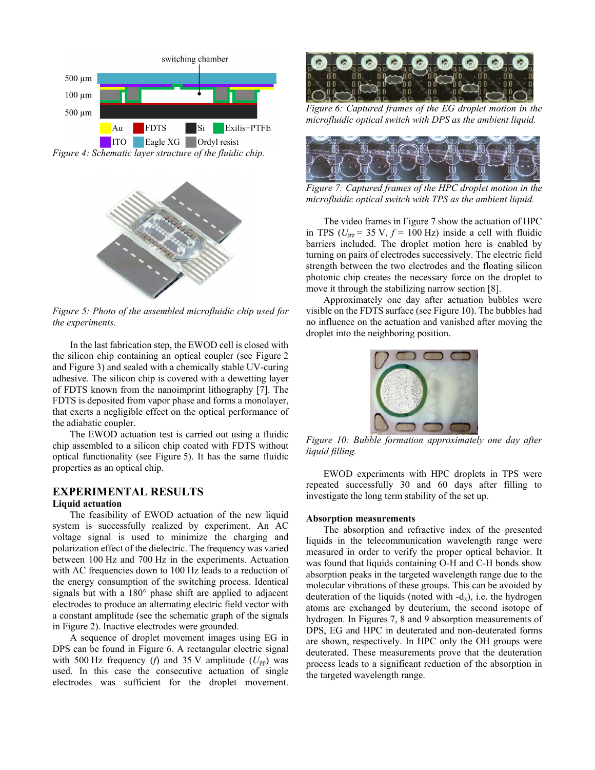Figure 4: Schematic layer structure of the fluidic chip.

Figure 5: Photo of the assembled microfluidic chip used for the experiments.

In the last fabrication step, the EWOD cell is closed with the silicon chip containing an optical coupler (see Figure 2 and Figure 3) and sealed with a chemically stable UV-curing adhesive. The silicon chip is covered with a dewetting layer of FDTS known from the nanoimprint lithography [7]. The FDTS is deposited from vapor phase and forms a monolayer, that exerts a negligible effect on the optical performance of the adiabatic coupler.

The EWOD actuation test is carried out using a fluidic chip assembled to a silicon chip coated with FDTS without optical functionality (see Figure 5). It has the same fluidic properties as an optical chip.

## EXPERIMENTAL RESULTS

### Liquid actuation

The feasibility of EWOD actuation of the new liquid system is successfully realized by experiment. An AC voltage signal is used to minimize the charging and polarization effect of the dielectric. The frequency was varied between 100 Hz and 700 Hz in the experiments. Actuation with AC frequencies down to 100 Hz leads to a reduction of the energy consumption of the switching process. Identical signals but with a 180° phase shift are applied to adjacent electrodes to produce an alternating electric field vector with a constant amplitude (see the schematic graph of the signals in Figure 2). Inactive electrodes were grounded.

A sequence of droplet movement images using EG in DPS can be found in Figure 6. A rectangular electric signal with 500 Hz frequency ($f$) and 35 V amplitude ($U_{pp}$) was used. In this case the consecutive actuation of single electrodes was sufficient for the droplet movement.

Figure 6: Captured frames of the EG droplet motion in the microfluidic optical switch with DPS as the ambient liquid.

Figure 7: Captured frames of the HPC droplet motion in the microfluidic optical switch with TPS as the ambient liquid.

The video frames in Figure 7 show the actuation of HPC in TPS ($U_{pp}$ = 35 V, $f$ = 100 Hz) inside a cell with fluidic barriers included. The droplet motion here is enabled by turning on pairs of electrodes successively. The electric field strength between the two electrodes and the floating silicon photonic chip creates the necessary force on the droplet to move it through the stabilizing narrow section [8].

Approximately one day after actuation bubbles were visible on the FDTS surface (see Figure 10). The bubbles had no influence on the actuation and vanished after moving the droplet into the neighboring position.

Figure 10: Bubble formation approximately one day after liquid filling.

EWOD experiments with HPC droplets in TPS were repeated successfully 30 and 60 days after filling to investigate the long term stability of the set up.

### Absorption measurements

The absorption and refractive index of the presented liquids in the telecommunication wavelength range were measured in order to verify the proper optical behavior. It was found that liquids containing O-H and C-H bonds show absorption peaks in the targeted wavelength range due to the molecular vibrations of these groups. This can be avoided by deuteration of the liquids (noted with -$d_x$), i.e. the hydrogen atoms are exchanged by deuterium, the second isotope of hydrogen. In Figures 7, 8 and 9 absorption measurements of DPS, EG and HPC in deuterated and non-deuterated forms are shown, respectively. In HPC only the OH groups were deuterated. These measurements prove that the deuteration process leads to a significant reduction of the absorption in the targeted wavelength range.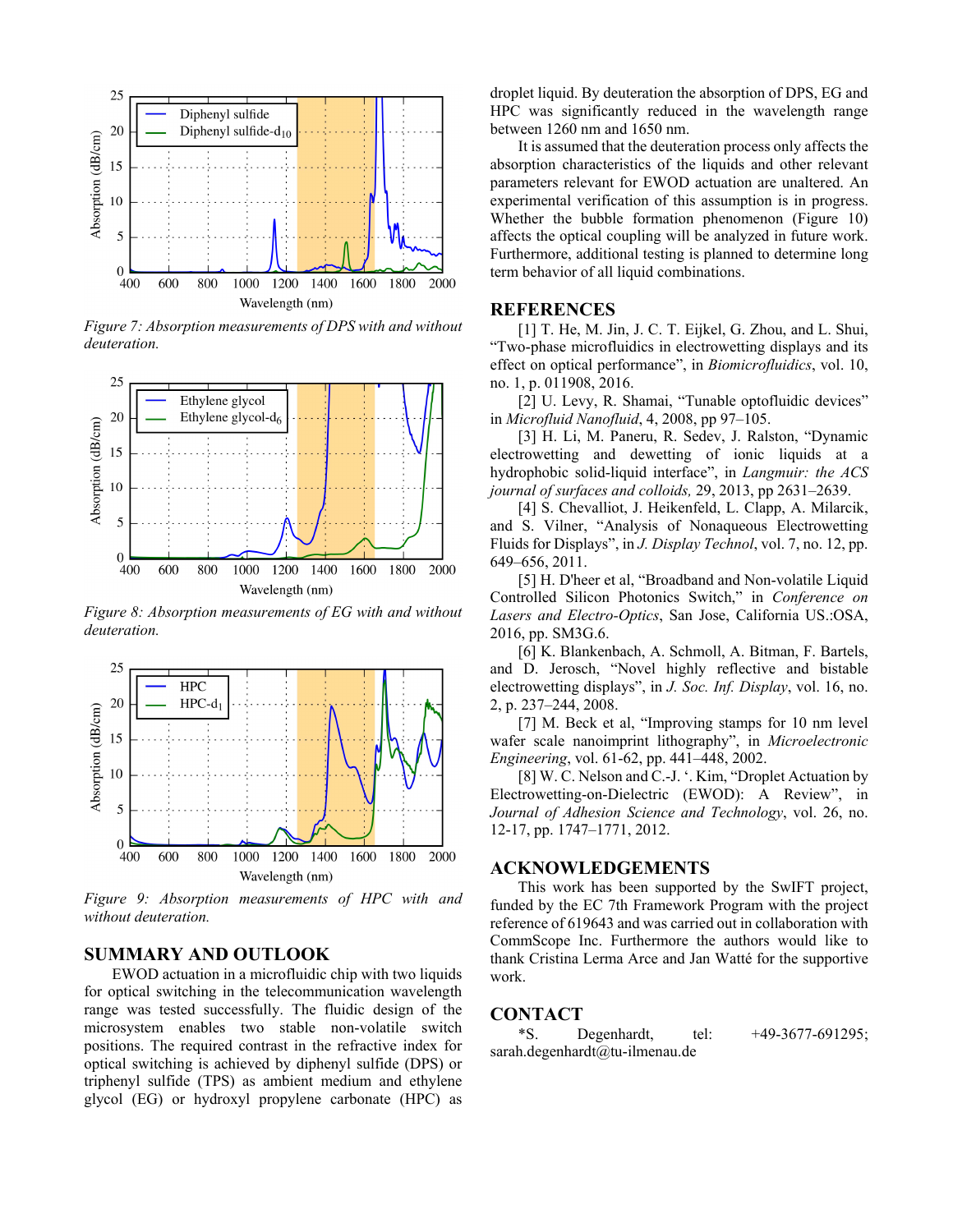25

20

15

10

5

0

Absorption (dB/cm)

400 600 800 1000 1200 1400 1600 1800 2000

Wavelength (nm)

Diphenyl sulfide

Diphenyl sulfide-$d_{10}$

*Figure 7: Absorption measurements of DPS with and without deuteration.*

25

20

15

10

5

0

Absorption (dB/cm)

400 600 800 1000 1200 1400 1600 1800 2000

Wavelength (nm)

Ethylene glycol

Ethylene glycol-$d_6$

*Figure 8: Absorption measurements of EG with and without deuteration.*

25

20

15

10

5

0

Absorption (dB/cm)

400 600 800 1000 1200 1400 1600 1800 2000

Wavelength (nm)

HPC

HPC-$d_1$

*Figure 9: Absorption measurements of HPC with and without deuteration.*

## SUMMARY AND OUTLOOK

EWOD actuation in a microfluidic chip with two liquids for optical switching in the telecommunication wavelength range was tested successfully. The fluidic design of the microsystem enables two stable non-volatile switch positions. The required contrast in the refractive index for optical switching is achieved by diphenyl sulfide (DPS) or triphenyl sulfide (TPS) as ambient medium and ethylene glycol (EG) or hydroxyl propylene carbonate (HPC) as droplet liquid. By deuteration the absorption of DPS, EG and HPC was significantly reduced in the wavelength range between 1260 nm and 1650 nm.

It is assumed that the deuteration process only affects the absorption characteristics of the liquids and other relevant parameters relevant for EWOD actuation are unaltered. An experimental verification of this assumption is in progress. Whether the bubble formation phenomenon (Figure 10) affects the optical coupling will be analyzed in future work. Furthermore, additional testing is planned to determine long term behavior of all liquid combinations.

## REFERENCES

[1] T. He, M. Jin, J. C. T. Eijkel, G. Zhou, and L. Shui, "Two-phase microfluidics in electrowetting displays and its effect on optical performance", in *Biomicrofluidics*, vol. 10, no. 1, p. 011908, 2016.

[2] U. Levy, R. Shamai, "Tunable optofluidic devices" in *Microfluid Nanofluid*, 4, 2008, pp 97–105.

[3] H. Li, M. Paneru, R. Sedev, J. Ralston, "Dynamic electrowetting and dewetting of ionic liquids at a hydrophobic solid-liquid interface", in *Langmuir: the ACS journal of surfaces and colloids,* 29, 2013, pp 2631–2639.

[4] S. Chevalliot, J. Heikenfeld, L. Clapp, A. Milarcik, and S. Vilner, "Analysis of Nonaqueous Electrowetting Fluids for Displays", in *J. Display Technol*, vol. 7, no. 12, pp. 649–656, 2011.

[5] H. D'heer et al, "Broadband and Non-volatile Liquid Controlled Silicon Photonics Switch," in *Conference on Lasers and Electro-Optics*, San Jose, California US.:OSA, 2016, pp. SM3G.6.

[6] K. Blankenbach, A. Schmoll, A. Bitman, F. Bartels, and D. Jerosch, "Novel highly reflective and bistable electrowetting displays", in *J. Soc. Inf. Display*, vol. 16, no. 2, p. 237–244, 2008.

[7] M. Beck et al, "Improving stamps for 10 nm level wafer scale nanoimprint lithography", in *Microelectronic Engineering*, vol. 61-62, pp. 441–448, 2002.

[8] W. C. Nelson and C.-J. '. Kim, "Droplet Actuation by Electrowetting-on-Dielectric (EWOD): A Review", in *Journal of Adhesion Science and Technology*, vol. 26, no. 12-17, pp. 1747–1771, 2012.

## ACKNOWLEDGEMENTS

This work has been supported by the SwIFT project, funded by the EC 7th Framework Program with the project reference of 619643 and was carried out in collaboration with CommScope Inc. Furthermore the authors would like to thank Cristina Lerma Arce and Jan Watté for the supportive work.

## CONTACT

*S. Degenhardt, tel: +49-3677-691295; sarah.degenhardt@tu-ilmenau.de